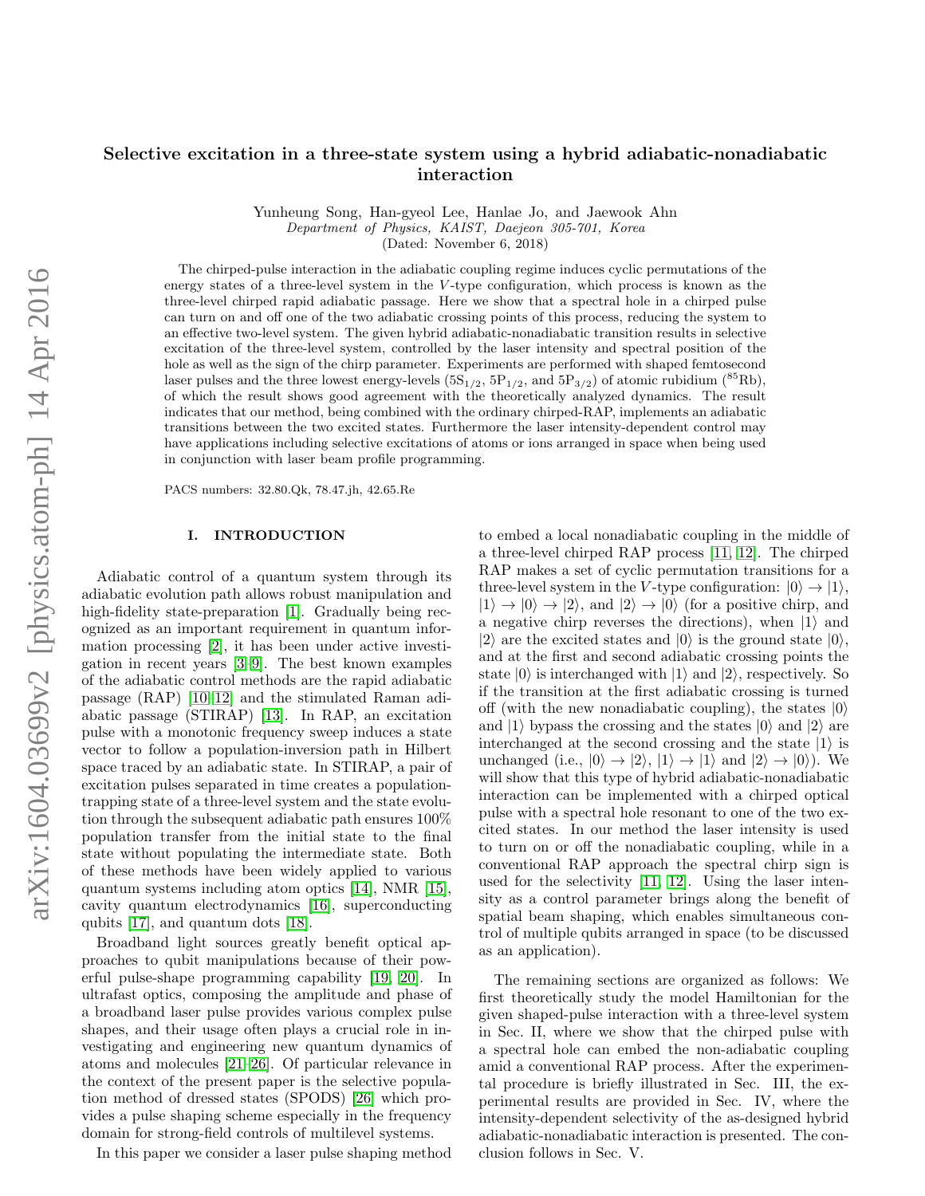# Selective excitation in a three-state system using a hybrid adiabatic-nonadiabatic interaction

Yunheung Song, Han-gyeol Lee, Hanlae Jo, and Jaewook Ahn

*Department of Physics, KAIST, Daejeon 305-701, Korea*

(Dated: November 6, 2018)

The chirped-pulse interaction in the adiabatic coupling regime induces cyclic permutations of the energy states of a three-level system in the $V$-type configuration, which process is known as the three-level chirped rapid adiabatic passage. Here we show that a spectral hole in a chirped pulse can turn on and off one of the two adiabatic crossing points of this process, reducing the system to an effective two-level system. The given hybrid adiabatic-nonadiabatic transition results in selective excitation of the three-level system, controlled by the laser intensity and spectral position of the hole as well as the sign of the chirp parameter. Experiments are performed with shaped femtosecond laser pulses and the three lowest energy-levels ($5S_{1/2}$, $5P_{1/2}$, and $5P_{3/2}$) of atomic rubidium ($^{85}$Rb), of which the result shows good agreement with the theoretically analyzed dynamics. The result indicates that our method, being combined with the ordinary chirped-RAP, implements an adiabatic transitions between the two excited states. Furthermore the laser intensity-dependent control may have applications including selective excitations of atoms or ions arranged in space when being used in conjunction with laser beam profile programming.

PACS numbers: 32.80.Qk, 78.47.jh, 42.65.Re

## I. INTRODUCTION

Adiabatic control of a quantum system through its adiabatic evolution path allows robust manipulation and high-fidelity state-preparation [1]. Gradually being recognized as an important requirement in quantum information processing [2], it has been under active investigation in recent years [3–9]. The best known examples of the adiabatic control methods are the rapid adiabatic passage (RAP) [10–12] and the stimulated Raman adiabatic passage (STIRAP) [13]. In RAP, an excitation pulse with a monotonic frequency sweep induces a state vector to follow a population-inversion path in Hilbert space traced by an adiabatic state. In STIRAP, a pair of excitation pulses separated in time creates a population-trapping state of a three-level system and the state evolution through the subsequent adiabatic path ensures 100% population transfer from the initial state to the final state without populating the intermediate state. Both of these methods have been widely applied to various quantum systems including atom optics [14], NMR [15], cavity quantum electrodynamics [16], superconducting qubits [17], and quantum dots [18].

Broadband light sources greatly benefit optical approaches to qubit manipulations because of their powerful pulse-shape programming capability [19, 20]. In ultrafast optics, composing the amplitude and phase of a broadband laser pulse provides various complex pulse shapes, and their usage often plays a crucial role in investigating and engineering new quantum dynamics of atoms and molecules [21–26]. Of particular relevance in the context of the present paper is the selective population method of dressed states (SPODS) [26] which provides a pulse shaping scheme especially in the frequency domain for strong-field controls of multilevel systems.

In this paper we consider a laser pulse shaping method to embed a local nonadiabatic coupling in the middle of a three-level chirped RAP process [11, 12]. The chirped RAP makes a set of cyclic permutation transitions for a three-level system in the $V$-type configuration: $|0\rangle \to |1\rangle$, $|1\rangle \to |0\rangle \to |2\rangle$, and $|2\rangle \to |0\rangle$ (for a positive chirp, and a negative chirp reverses the directions), when $|1\rangle$ and $|2\rangle$ are the excited states and $|0\rangle$ is the ground state $|0\rangle$, and at the first and second adiabatic crossing points the state $|0\rangle$ is interchanged with $|1\rangle$ and $|2\rangle$, respectively. So if the transition at the first adiabatic crossing is turned off (with the new nonadiabatic coupling), the states $|0\rangle$ and $|1\rangle$ bypass the crossing and the states $|0\rangle$ and $|2\rangle$ are interchanged at the second crossing and the state $|1\rangle$ is unchanged (i.e., $|0\rangle \to |2\rangle$, $|1\rangle \to |1\rangle$ and $|2\rangle \to |0\rangle$). We will show that this type of hybrid adiabatic-nonadiabatic interaction can be implemented with a chirped optical pulse with a spectral hole resonant to one of the two excited states. In our method the laser intensity is used to turn on or off the nonadiabatic coupling, while in a conventional RAP approach the spectral chirp sign is used for the selectivity [11, 12]. Using the laser intensity as a control parameter brings along the benefit of spatial beam shaping, which enables simultaneous control of multiple qubits arranged in space (to be discussed as an application).

The remaining sections are organized as follows: We first theoretically study the model Hamiltonian for the given shaped-pulse interaction with a three-level system in Sec. II, where we show that the chirped pulse with a spectral hole can embed the non-adiabatic coupling amid a conventional RAP process. After the experimental procedure is briefly illustrated in Sec. III, the experimental results are provided in Sec. IV, where the intensity-dependent selectivity of the as-designed hybrid adiabatic-nonadiabatic interaction is presented. The conclusion follows in Sec. V.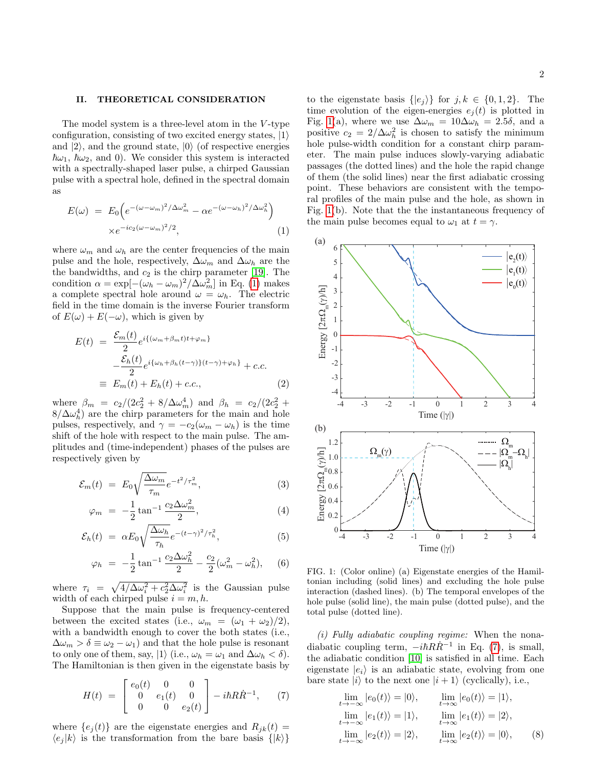## II. THEORETICAL CONSIDERATION

The model system is a three-level atom in the $V$-type configuration, consisting of two excited energy states, $|1\rangle$ and $|2\rangle$, and the ground state, $|0\rangle$ (of respective energies $\hbar\omega_1$, $\hbar\omega_2$, and 0). We consider this system is interacted with a spectrally-shaped laser pulse, a chirped Gaussian pulse with a spectral hole, defined in the spectral domain as

$$E(\omega) = E_0\Big(e^{-(\omega-\omega_m)^2/\Delta\omega_m^2} - \alpha e^{-(\omega-\omega_h)^2/\Delta\omega_h^2}\Big) \times e^{-ic_2(\omega-\omega_m)^2/2}, \quad (1)$$

where $\omega_m$ and $\omega_h$ are the center frequencies of the main pulse and the hole, respectively, $\Delta\omega_m$ and $\Delta\omega_h$ are the the bandwidths, and $c_2$ is the chirp parameter [19]. The condition $\alpha = \exp[-(\omega_h-\omega_m)^2/\Delta\omega_m^2]$ in Eq. (1) makes a complete spectral hole around $\omega = \omega_h$. The electric field in the time domain is the inverse Fourier transform of $E(\omega) + E(-\omega)$, which is given by

$$\begin{aligned} E(t) &= \frac{\mathcal{E}_m(t)}{2} e^{i\{(\omega_m+\beta_m t)t+\varphi_m\}} \\ &\quad - \frac{\mathcal{E}_h(t)}{2} e^{i\{\omega_h+\beta_h(t-\gamma)\}(t-\gamma)+\varphi_h\}} + c.c. \\ &\equiv E_m(t) + E_h(t) + c.c., \end{aligned} \quad (2)$$

where $\beta_m = c_2/(2c_2^2 + 8/\Delta\omega_m^4)$ and $\beta_h = c_2/(2c_2^2 + 8/\Delta\omega_h^4)$ are the chirp parameters for the main and hole pulses, respectively, and $\gamma = -c_2(\omega_m - \omega_h)$ is the time shift of the hole with respect to the main pulse. The amplitudes and (time-independent) phases of the pulses are respectively given by

$$\mathcal{E}_m(t) = E_0\sqrt{\frac{\Delta\omega_m}{\tau_m}} e^{-t^2/\tau_m^2}, \quad (3)$$

$$\varphi_m = -\frac{1}{2}\tan^{-1}\frac{c_2\Delta\omega_m^2}{2}, \quad (4)$$

$$\mathcal{E}_h(t) = \alpha E_0\sqrt{\frac{\Delta\omega_h}{\tau_h}} e^{-(t-\gamma)^2/\tau_h^2}, \quad (5)$$

$$\varphi_h = -\frac{1}{2}\tan^{-1}\frac{c_2\Delta\omega_h^2}{2} - \frac{c_2}{2}(\omega_m^2 - \omega_h^2), \quad (6)$$

where $\tau_i = \sqrt{4/\Delta\omega_i^2 + c_2^2\Delta\omega_i^2}$ is the Gaussian pulse width of each chirped pulse $i = m, h$.

Suppose that the main pulse is frequency-centered between the excited states (i.e., $\omega_m = (\omega_1+\omega_2)/2$), with a bandwidth enough to cover the both states (i.e., $\Delta\omega_m > \delta \equiv \omega_2 - \omega_1$) and that the hole pulse is resonant to only one of them, say, $|1\rangle$ (i.e., $\omega_h = \omega_1$ and $\Delta\omega_h < \delta$). The Hamiltonian is then given in the eigenstate basis by

$$H(t) = \begin{bmatrix} e_0(t) & 0 & 0 \\ 0 & e_1(t) & 0 \\ 0 & 0 & e_2(t) \end{bmatrix} - i\hbar R\dot{R}^{-1}, \quad (7)$$

where $\{e_j(t)\}$ are the eigenstate energies and $R_{jk}(t) = \langle e_j|k\rangle$ is the transformation from the bare basis $\{|k\rangle\}$ to the eigenstate basis $\{|e_j\rangle\}$ for $j,k \in \{0,1,2\}$. The time evolution of the eigen-energies $e_j(t)$ is plotted in Fig. 1(a), where we use $\Delta\omega_m = 10\Delta\omega_h = 2.5\delta$, and a positive $c_2 = 2/\Delta\omega_h^2$ is chosen to satisfy the minimum hole pulse-width condition for a constant chirp parameter. The main pulse induces slowly-varying adiabatic passages (the dotted lines) and the hole the rapid change of them (the solid lines) near the first adiabatic crossing point. These behaviors are consistent with the temporal profiles of the main pulse and the hole, as shown in Fig. 1(b). Note that the the instantaneous frequency of the main pulse becomes equal to $\omega_1$ at $t = \gamma$.

FIG. 1: (Color online) (a) Eigenstate energies of the Hamiltonian including (solid lines) and excluding the hole pulse interaction (dashed lines). (b) The temporal envelopes of the hole pulse (solid line), the main pulse (dotted pulse), and the total pulse (dotted line).

*(i) Fully adiabatic coupling regime:* When the nonadiabatic coupling term, $-i\hbar R\dot{R}^{-1}$ in Eq. (7), is small, the adiabatic condition [10] is satisfied in all time. Each eigenstate $|e_i\rangle$ is an adiabatic state, evolving from one bare state $|i\rangle$ to the next one $|i+1\rangle$ (cyclically), i.e.,

$$\begin{aligned} \lim_{t\to-\infty}|e_0(t)\rangle &= |0\rangle, & \lim_{t\to\infty}|e_0(t)\rangle &= |1\rangle, \\ \lim_{t\to-\infty}|e_1(t)\rangle &= |1\rangle, & \lim_{t\to\infty}|e_1(t)\rangle &= |2\rangle, \\ \lim_{t\to-\infty}|e_2(t)\rangle &= |2\rangle, & \lim_{t\to\infty}|e_2(t)\rangle &= |0\rangle, \end{aligned} \quad (8)$$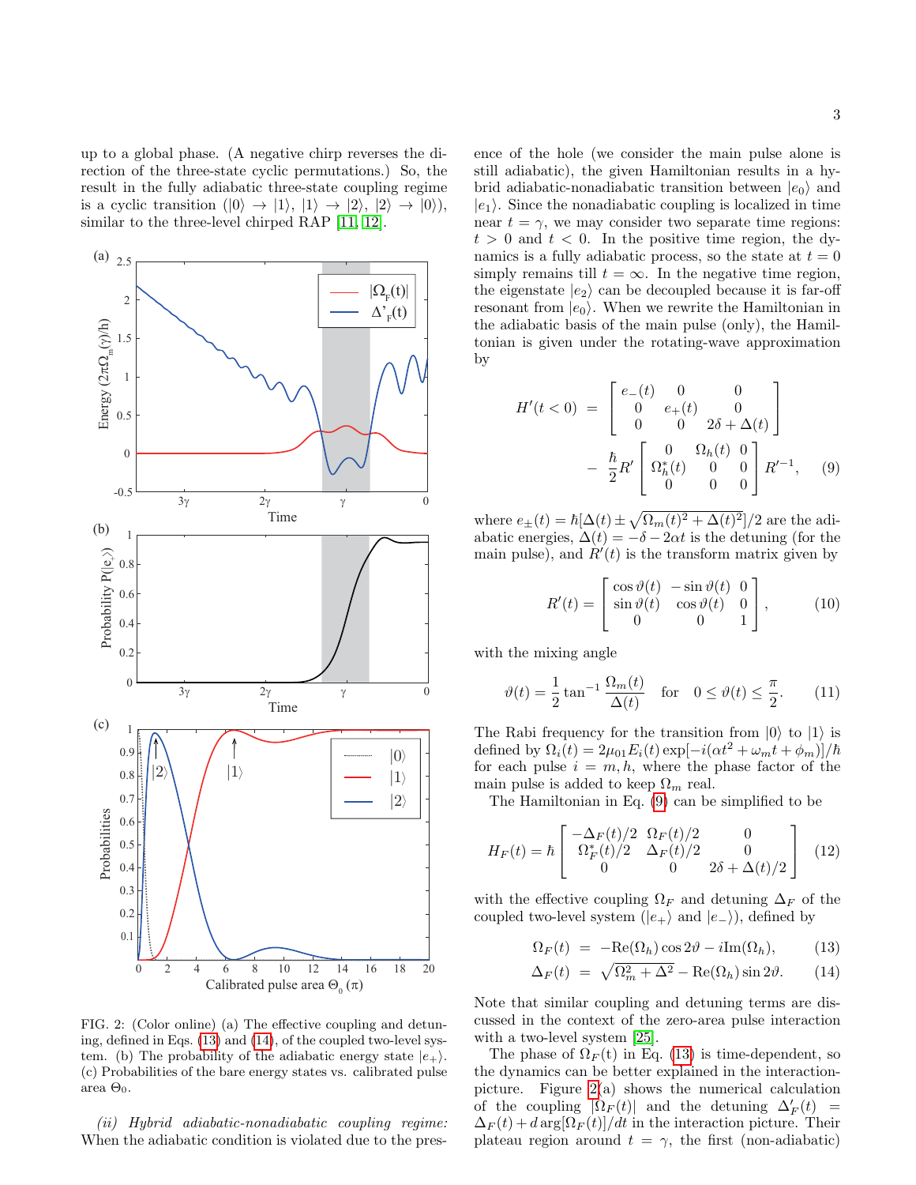up to a global phase. (A negative chirp reverses the direction of the three-state cyclic permutations.) So, the result in the fully adiabatic three-state coupling regime is a cyclic transition ($|0\rangle \rightarrow |1\rangle$, $|1\rangle \rightarrow |2\rangle$, $|2\rangle \rightarrow |0\rangle$), similar to the three-level chirped RAP [11, 12].

FIG. 2: (Color online) (a) The effective coupling and detuning, defined in Eqs. (13) and (14), of the coupled two-level system. (b) The probability of the adiabatic energy state $|e_+\rangle$. (c) Probabilities of the bare energy states vs. calibrated pulse area $\Theta_0$.

*(ii) Hybrid adiabatic-nonadiabatic coupling regime:* When the adiabatic condition is violated due to the presence of the hole (we consider the main pulse alone is still adiabatic), the given Hamiltonian results in a hybrid adiabatic-nonadiabatic transition between $|e_0\rangle$ and $|e_1\rangle$. Since the nonadiabatic coupling is localized in time near $t = \gamma$, we may consider two separate time regions: $t > 0$ and $t < 0$. In the positive time region, the dynamics is a fully adiabatic process, so the state at $t = 0$ simply remains till $t = \infty$. In the negative time region, the eigenstate $|e_2\rangle$ can be decoupled because it is far-off resonant from $|e_0\rangle$. When we rewrite the Hamiltonian in the adiabatic basis of the main pulse (only), the Hamiltonian is given under the rotating-wave approximation by

$$H'(t<0) = \begin{bmatrix} e_-(t) & 0 & 0 \\ 0 & e_+(t) & 0 \\ 0 & 0 & 2\delta + \Delta(t) \end{bmatrix} - \frac{\hbar}{2} R' \begin{bmatrix} 0 & \Omega_h(t) & 0 \\ \Omega_h^*(t) & 0 & 0 \\ 0 & 0 & 0 \end{bmatrix} R'^{-1}, \quad (9)$$

where $e_\pm(t) = \hbar[\Delta(t) \pm \sqrt{\Omega_m(t)^2 + \Delta(t)^2}]/2$ are the adiabatic energies, $\Delta(t) = -\delta - 2\alpha t$ is the detuning (for the main pulse), and $R'(t)$ is the transform matrix given by

$$R'(t) = \begin{bmatrix} \cos\vartheta(t) & -\sin\vartheta(t) & 0 \\ \sin\vartheta(t) & \cos\vartheta(t) & 0 \\ 0 & 0 & 1 \end{bmatrix}, \quad (10)$$

with the mixing angle

$$\vartheta(t) = \frac{1}{2}\tan^{-1}\frac{\Omega_m(t)}{\Delta(t)} \quad \text{for} \quad 0 \leq \vartheta(t) \leq \frac{\pi}{2}. \quad (11)$$

The Rabi frequency for the transition from $|0\rangle$ to $|1\rangle$ is defined by $\Omega_i(t) = 2\mu_{01}E_i(t)\exp[-i(\alpha t^2 + \omega_m t + \phi_m)]/\hbar$ for each pulse $i = m, h$, where the phase factor of the main pulse is added to keep $\Omega_m$ real.

The Hamiltonian in Eq. (9) can be simplified to be

$$H_F(t) = \hbar \begin{bmatrix} -\Delta_F(t)/2 & \Omega_F(t)/2 & 0 \\ \Omega_F^*(t)/2 & \Delta_F(t)/2 & 0 \\ 0 & 0 & 2\delta + \Delta(t)/2 \end{bmatrix} \quad (12)$$

with the effective coupling $\Omega_F$ and detuning $\Delta_F$ of the coupled two-level system ($|e_+\rangle$ and $|e_-\rangle$), defined by

$$\Omega_F(t) = -\mathrm{Re}(\Omega_h)\cos 2\vartheta - i\mathrm{Im}(\Omega_h), \quad (13)$$
$$\Delta_F(t) = \sqrt{\Omega_m^2 + \Delta^2} - \mathrm{Re}(\Omega_h)\sin 2\vartheta. \quad (14)$$

Note that similar coupling and detuning terms are discussed in the context of the zero-area pulse interaction with a two-level system [25].

The phase of $\Omega_F(t)$ in Eq. (13) is time-dependent, so the dynamics can be better explained in the interaction-picture. Figure 2(a) shows the numerical calculation of the coupling $|\Omega_F(t)|$ and the detuning $\Delta'_F(t) = \Delta_F(t) + d\arg[\Omega_F(t)]/dt$ in the interaction picture. Their plateau region around $t = \gamma$, the first (non-adiabatic)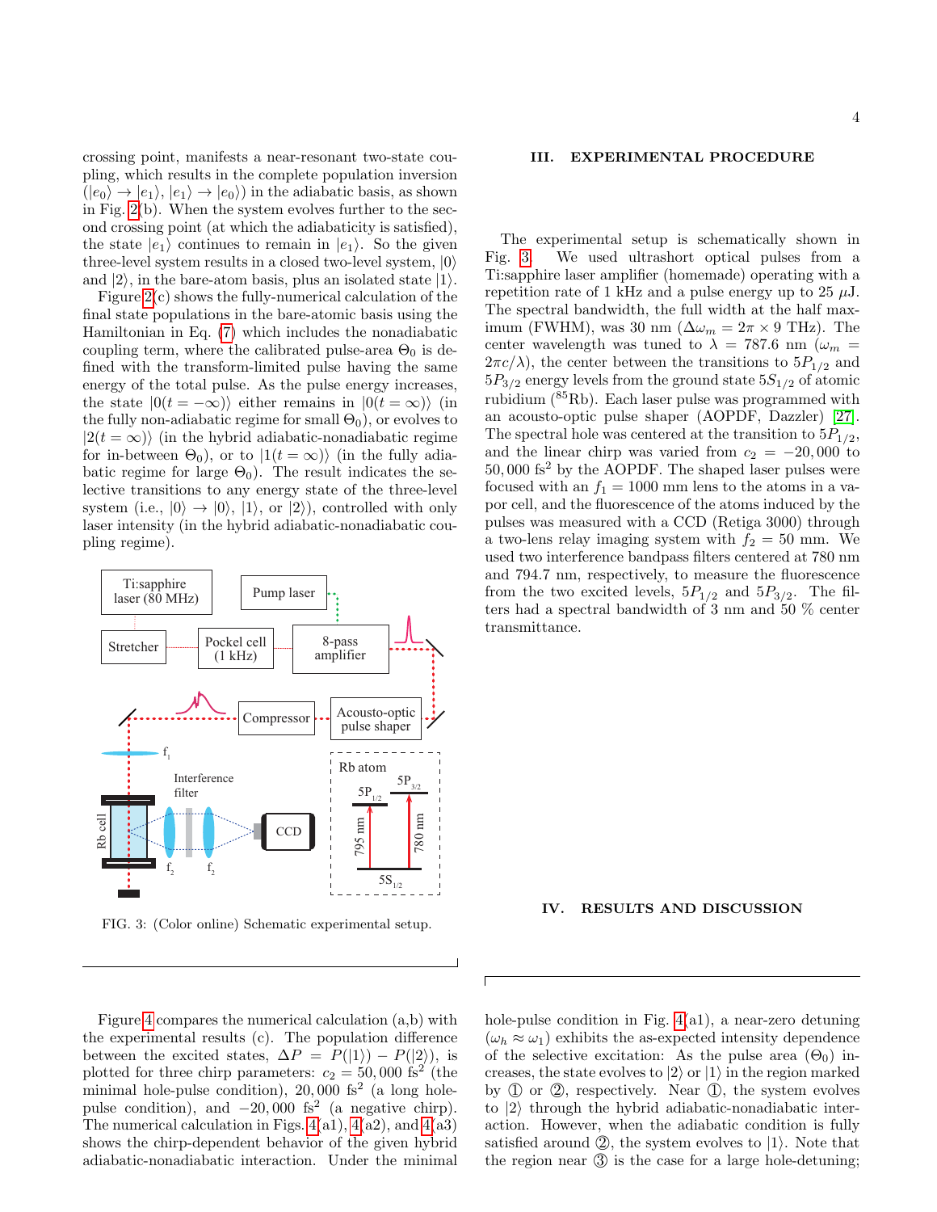crossing point, manifests a near-resonant two-state coupling, which results in the complete population inversion ($|e_0\rangle \to |e_1\rangle$, $|e_1\rangle \to |e_0\rangle$) in the adiabatic basis, as shown in Fig. 2(b). When the system evolves further to the second crossing point (at which the adiabaticity is satisfied), the state $|e_1\rangle$ continues to remain in $|e_1\rangle$. So the given three-level system results in a closed two-level system, $|0\rangle$ and $|2\rangle$, in the bare-atom basis, plus an isolated state $|1\rangle$.

Figure 2(c) shows the fully-numerical calculation of the final state populations in the bare-atomic basis using the Hamiltonian in Eq. (7) which includes the nonadiabatic coupling term, where the calibrated pulse-area $\Theta_0$ is defined with the transform-limited pulse having the same energy of the total pulse. As the pulse energy increases, the state $|0(t=-\infty)\rangle$ either remains in $|0(t=\infty)\rangle$ (in the fully non-adiabatic regime for small $\Theta_0$), or evolves to $|2(t=\infty)\rangle$ (in the hybrid adiabatic-nonadiabatic regime for in-between $\Theta_0$), or to $|1(t=\infty)\rangle$ (in the fully adiabatic regime for large $\Theta_0$). The result indicates the selective transitions to any energy state of the three-level system (i.e., $|0\rangle \to |0\rangle$, $|1\rangle$, or $|2\rangle$), controlled with only laser intensity (in the hybrid adiabatic-nonadiabatic coupling regime).

FIG. 3: (Color online) Schematic experimental setup.

## III. EXPERIMENTAL PROCEDURE

The experimental setup is schematically shown in Fig. 3. We used ultrashort optical pulses from a Ti:sapphire laser amplifier (homemade) operating with a repetition rate of 1 kHz and a pulse energy up to 25 $\mu$J. The spectral bandwidth, the full width at the half maximum (FWHM), was 30 nm ($\Delta\omega_m = 2\pi \times 9$ THz). The center wavelength was tuned to $\lambda = 787.6$ nm ($\omega_m = 2\pi c/\lambda$), the center between the transitions to $5P_{1/2}$ and $5P_{3/2}$ energy levels from the ground state $5S_{1/2}$ of atomic rubidium ($^{85}$Rb). Each laser pulse was programmed with an acousto-optic pulse shaper (AOPDF, Dazzler) [27]. The spectral hole was centered at the transition to $5P_{1/2}$, and the linear chirp was varied from $c_2 = -20{,}000$ to $50{,}000$ fs$^2$ by the AOPDF. The shaped laser pulses were focused with an $f_1 = 1000$ mm lens to the atoms in a vapor cell, and the fluorescence of the atoms induced by the pulses was measured with a CCD (Retiga 3000) through a two-lens relay imaging system with $f_2 = 50$ mm. We used two interference bandpass filters centered at 780 nm and 794.7 nm, respectively, to measure the fluorescence from the two excited levels, $5P_{1/2}$ and $5P_{3/2}$. The filters had a spectral bandwidth of 3 nm and 50 % center transmittance.

## IV. RESULTS AND DISCUSSION

Figure 4 compares the numerical calculation (a,b) with the experimental results (c). The population difference between the excited states, $\Delta P = P(|1\rangle) - P(|2\rangle)$, is plotted for three chirp parameters: $c_2 = 50{,}000$ fs$^2$ (the minimal hole-pulse condition), $20{,}000$ fs$^2$ (a long hole-pulse condition), and $-20{,}000$ fs$^2$ (a negative chirp). The numerical calculation in Figs. 4(a1), 4(a2), and 4(a3) shows the chirp-dependent behavior of the given hybrid adiabatic-nonadiabatic interaction. Under the minimal hole-pulse condition in Fig. 4(a1), a near-zero detuning ($\omega_h \approx \omega_1$) exhibits the as-expected intensity dependence of the selective excitation: As the pulse area ($\Theta_0$) increases, the state evolves to $|2\rangle$ or $|1\rangle$ in the region marked by ① or ②, respectively. Near ①, the system evolves to $|2\rangle$ through the hybrid adiabatic-nonadiabatic interaction. However, when the adiabatic condition is fully satisfied around ②, the system evolves to $|1\rangle$. Note that the region near ③ is the case for a large hole-detuning;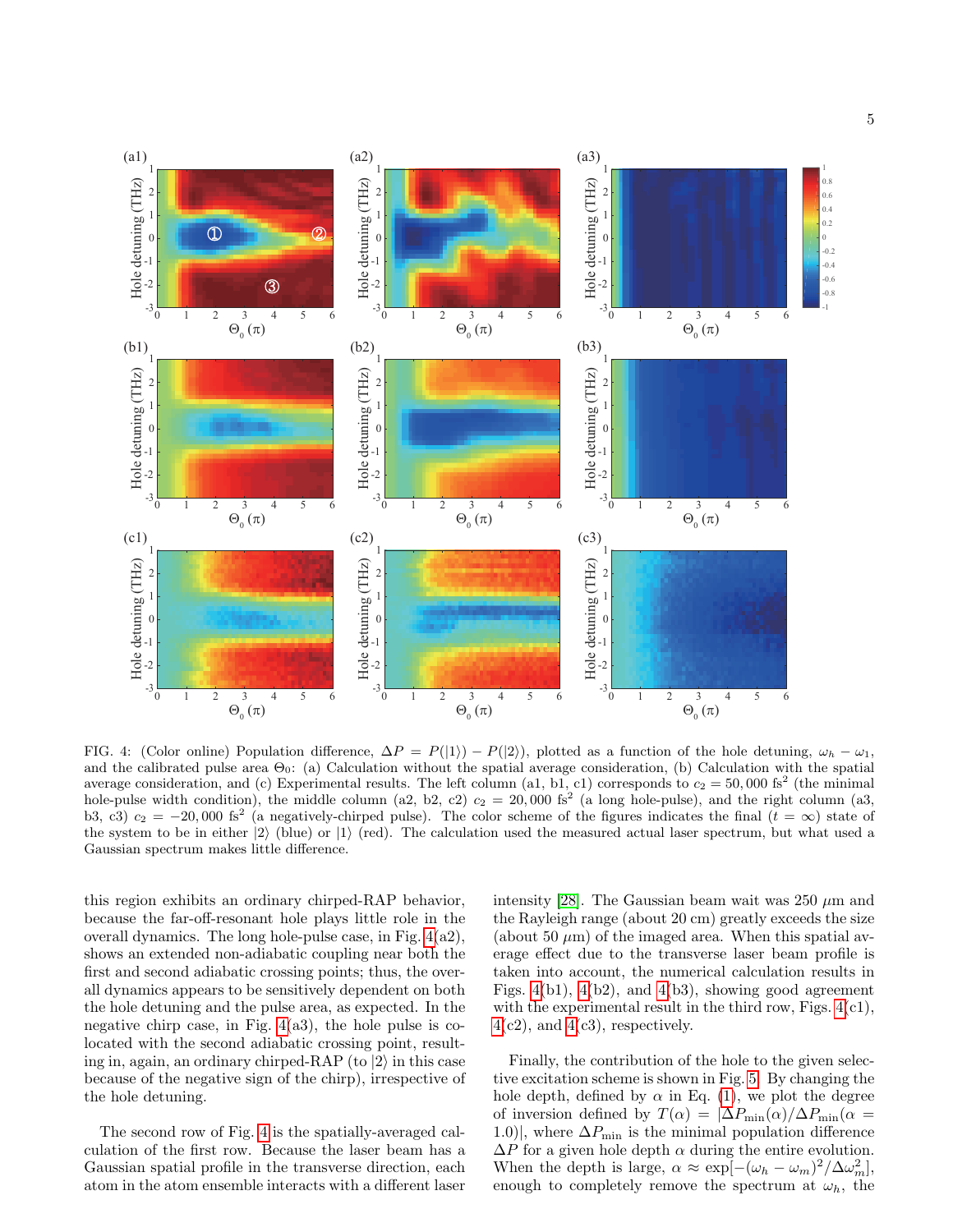FIG. 4: (Color online) Population difference, $\Delta P = P(|1\rangle) - P(|2\rangle)$, plotted as a function of the hole detuning, $\omega_h - \omega_1$, and the calibrated pulse area $\Theta_0$: (a) Calculation without the spatial average consideration, (b) Calculation with the spatial average consideration, and (c) Experimental results. The left column (a1, b1, c1) corresponds to $c_2 = 50,000$ fs$^2$ (the minimal hole-pulse width condition), the middle column (a2, b2, c2) $c_2 = 20,000$ fs$^2$ (a long hole-pulse), and the right column (a3, b3, c3) $c_2 = -20,000$ fs$^2$ (a negatively-chirped pulse). The color scheme of the figures indicates the final ($t = \infty$) state of the system to be in either $|2\rangle$ (blue) or $|1\rangle$ (red). The calculation used the measured actual laser spectrum, but what used a Gaussian spectrum makes little difference.

this region exhibits an ordinary chirped-RAP behavior, because the far-off-resonant hole plays little role in the overall dynamics. The long hole-pulse case, in Fig. 4(a2), shows an extended non-adiabatic coupling near both the first and second adiabatic crossing points; thus, the overall dynamics appears to be sensitively dependent on both the hole detuning and the pulse area, as expected. In the negative chirp case, in Fig. 4(a3), the hole pulse is co-located with the second adiabatic crossing point, resulting in, again, an ordinary chirped-RAP (to $|2\rangle$ in this case because of the negative sign of the chirp), irrespective of the hole detuning.

The second row of Fig. 4 is the spatially-averaged calculation of the first row. Because the laser beam has a Gaussian spatial profile in the transverse direction, each atom in the atom ensemble interacts with a different laser intensity [28]. The Gaussian beam wait was 250 $\mu$m and the Rayleigh range (about 20 cm) greatly exceeds the size (about 50 $\mu$m) of the imaged area. When this spatial average effect due to the transverse laser beam profile is taken into account, the numerical calculation results in Figs. 4(b1), 4(b2), and 4(b3), showing good agreement with the experimental result in the third row, Figs. 4(c1), 4(c2), and 4(c3), respectively.

Finally, the contribution of the hole to the given selective excitation scheme is shown in Fig. 5. By changing the hole depth, defined by $\alpha$ in Eq. (1), we plot the degree of inversion defined by $T(\alpha) = |\Delta P_{\min}(\alpha)/\Delta P_{\min}(\alpha = 1.0)|$, where $\Delta P_{\min}$ is the minimal population difference $\Delta P$ for a given hole depth $\alpha$ during the entire evolution. When the depth is large, $\alpha \approx \exp[-(\omega_h - \omega_m)^2/\Delta\omega_m^2]$, enough to completely remove the spectrum at $\omega_h$, the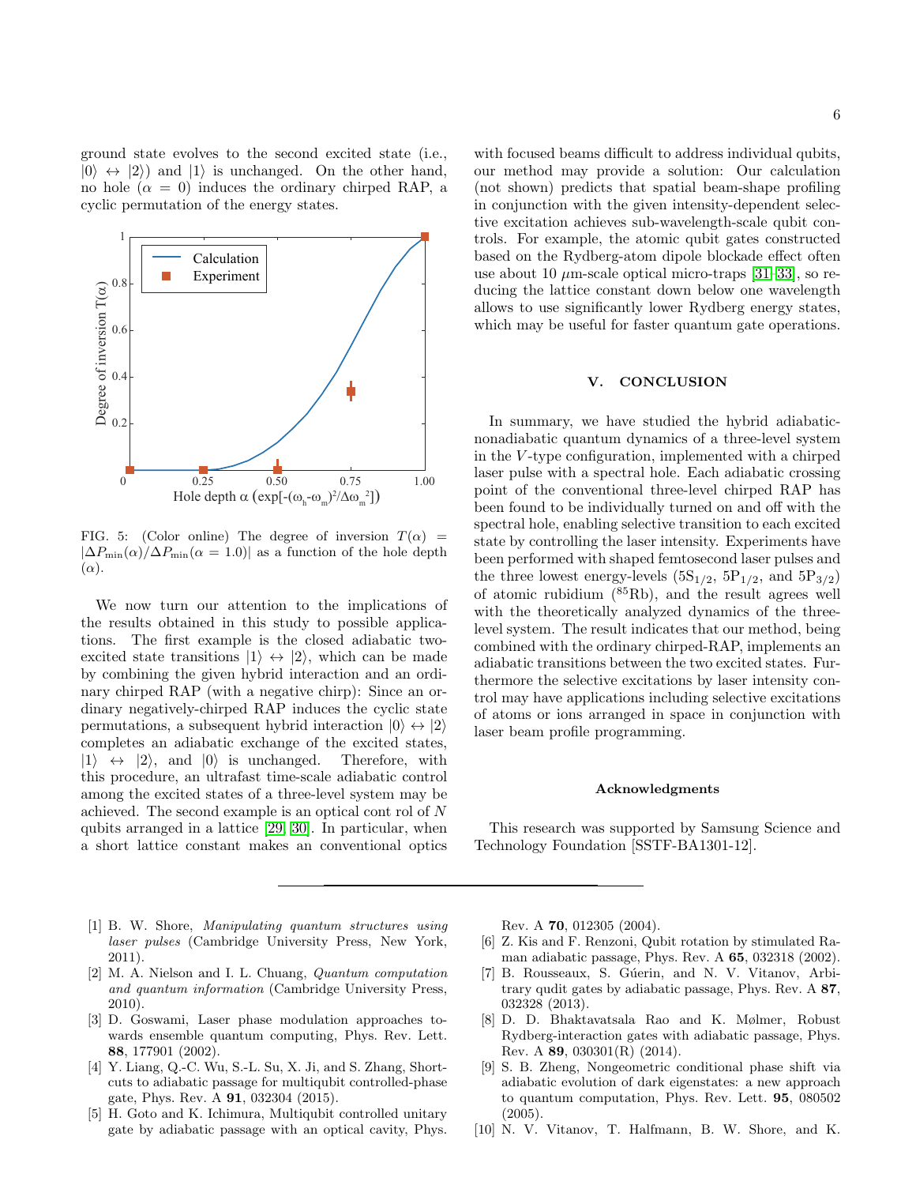ground state evolves to the second excited state (i.e., $|0\rangle \leftrightarrow |2\rangle$) and $|1\rangle$ is unchanged. On the other hand, no hole ($\alpha = 0$) induces the ordinary chirped RAP, a cyclic permutation of the energy states.

FIG. 5: (Color online) The degree of inversion $T(\alpha) = |\Delta P_{\min}(\alpha)/\Delta P_{\min}(\alpha = 1.0)|$ as a function of the hole depth ($\alpha$).

We now turn our attention to the implications of the results obtained in this study to possible applications. The first example is the closed adiabatic two-excited state transitions $|1\rangle \leftrightarrow |2\rangle$, which can be made by combining the given hybrid interaction and an ordinary chirped RAP (with a negative chirp): Since an ordinary negatively-chirped RAP induces the cyclic state permutations, a subsequent hybrid interaction $|0\rangle \leftrightarrow |2\rangle$ completes an adiabatic exchange of the excited states, $|1\rangle \leftrightarrow |2\rangle$, and $|0\rangle$ is unchanged. Therefore, with this procedure, an ultrafast time-scale adiabatic control among the excited states of a three-level system may be achieved. The second example is an optical cont rol of $N$ qubits arranged in a lattice [29, 30]. In particular, when a short lattice constant makes an conventional optics with focused beams difficult to address individual qubits, our method may provide a solution: Our calculation (not shown) predicts that spatial beam-shape profiling in conjunction with the given intensity-dependent selective excitation achieves sub-wavelength-scale qubit controls. For example, the atomic qubit gates constructed based on the Rydberg-atom dipole blockade effect often use about 10 $\mu$m-scale optical micro-traps [31–33], so reducing the lattice constant down below one wavelength allows to use significantly lower Rydberg energy states, which may be useful for faster quantum gate operations.

## V. CONCLUSION

In summary, we have studied the hybrid adiabatic-nonadiabatic quantum dynamics of a three-level system in the $V$-type configuration, implemented with a chirped laser pulse with a spectral hole. Each adiabatic crossing point of the conventional three-level chirped RAP has been found to be individually turned on and off with the spectral hole, enabling selective transition to each excited state by controlling the laser intensity. Experiments have been performed with shaped femtosecond laser pulses and the three lowest energy-levels ($5S_{1/2}$, $5P_{1/2}$, and $5P_{3/2}$) of atomic rubidium ($^{85}$Rb), and the result agrees well with the theoretically analyzed dynamics of the three-level system. The result indicates that our method, being combined with the ordinary chirped-RAP, implements an adiabatic transitions between the two excited states. Furthermore the selective excitations by laser intensity control may have applications including selective excitations of atoms or ions arranged in space in conjunction with laser beam profile programming.

### Acknowledgments

This research was supported by Samsung Science and Technology Foundation [SSTF-BA1301-12].

---

[1] B. W. Shore, *Manipulating quantum structures using laser pulses* (Cambridge University Press, New York, 2011).

[2] M. A. Nielson and I. L. Chuang, *Quantum computation and quantum information* (Cambridge University Press, 2010).

[3] D. Goswami, Laser phase modulation approaches towards ensemble quantum computing, Phys. Rev. Lett. **88**, 177901 (2002).

[4] Y. Liang, Q.-C. Wu, S.-L. Su, X. Ji, and S. Zhang, Shortcuts to adiabatic passage for multiqubit controlled-phase gate, Phys. Rev. A **91**, 032304 (2015).

[5] H. Goto and K. Ichimura, Multiqubit controlled unitary gate by adiabatic passage with an optical cavity, Phys. Rev. A **70**, 012305 (2004).

[6] Z. Kis and F. Renzoni, Qubit rotation by stimulated Raman adiabatic passage, Phys. Rev. A **65**, 032318 (2002).

[7] B. Rousseaux, S. Gúerin, and N. V. Vitanov, Arbitrary qudit gates by adiabatic passage, Phys. Rev. A **87**, 032328 (2013).

[8] D. D. Bhaktavatsala Rao and K. Mølmer, Robust Rydberg-interaction gates with adiabatic passage, Phys. Rev. A **89**, 030301(R) (2014).

[9] S. B. Zheng, Nongeometric conditional phase shift via adiabatic evolution of dark eigenstates: a new approach to quantum computation, Phys. Rev. Lett. **95**, 080502 (2005).

[10] N. V. Vitanov, T. Halfmann, B. W. Shore, and K.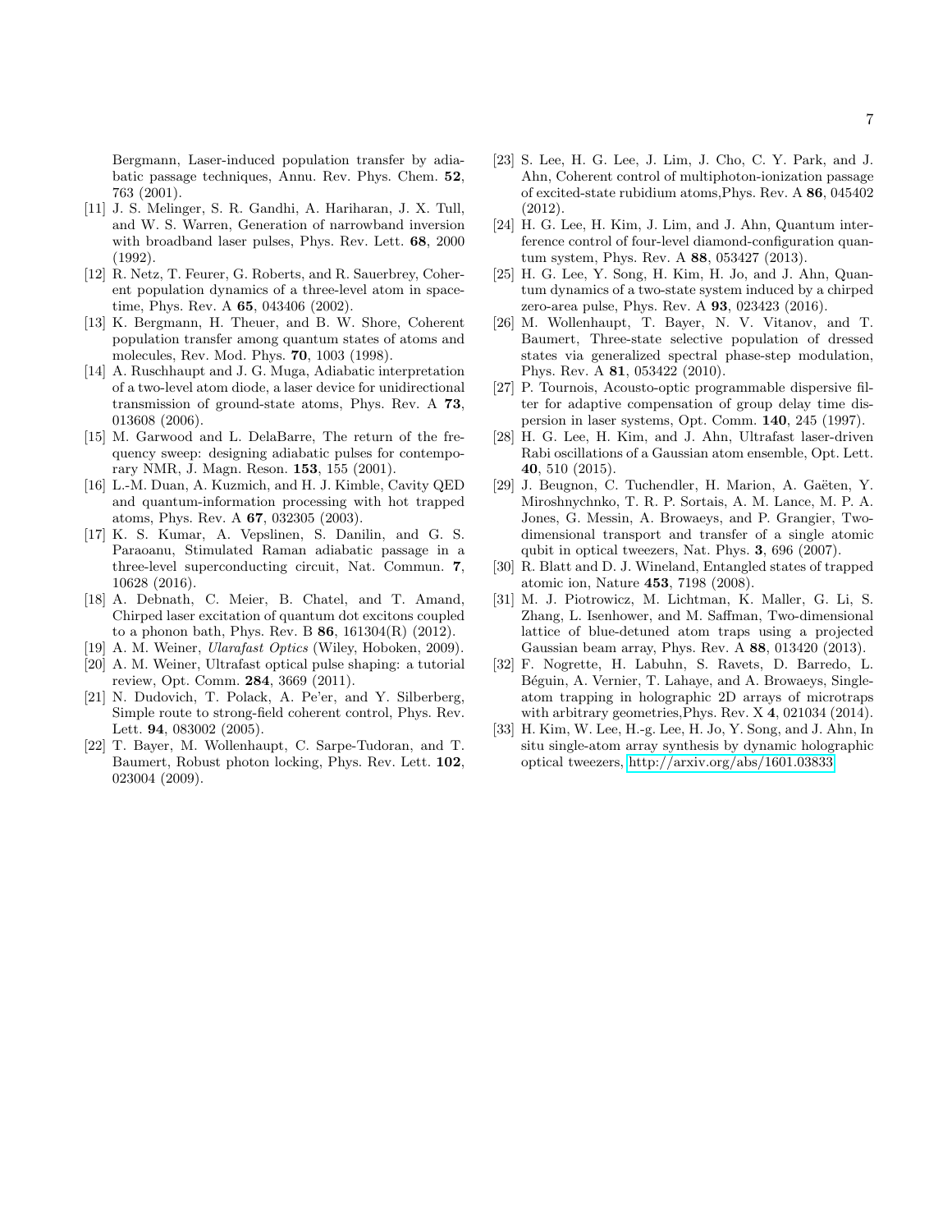Bergmann, Laser-induced population transfer by adiabatic passage techniques, Annu. Rev. Phys. Chem. **52**, 763 (2001).

[11] J. S. Melinger, S. R. Gandhi, A. Hariharan, J. X. Tull, and W. S. Warren, Generation of narrowband inversion with broadband laser pulses, Phys. Rev. Lett. **68**, 2000 (1992).

[12] R. Netz, T. Feurer, G. Roberts, and R. Sauerbrey, Coherent population dynamics of a three-level atom in spacetime, Phys. Rev. A **65**, 043406 (2002).

[13] K. Bergmann, H. Theuer, and B. W. Shore, Coherent population transfer among quantum states of atoms and molecules, Rev. Mod. Phys. **70**, 1003 (1998).

[14] A. Ruschhaupt and J. G. Muga, Adiabatic interpretation of a two-level atom diode, a laser device for unidirectional transmission of ground-state atoms, Phys. Rev. A **73**, 013608 (2006).

[15] M. Garwood and L. DelaBarre, The return of the frequency sweep: designing adiabatic pulses for contemporary NMR, J. Magn. Reson. **153**, 155 (2001).

[16] L.-M. Duan, A. Kuzmich, and H. J. Kimble, Cavity QED and quantum-information processing with hot trapped atoms, Phys. Rev. A **67**, 032305 (2003).

[17] K. S. Kumar, A. Vepslinen, S. Danilin, and G. S. Paraoanu, Stimulated Raman adiabatic passage in a three-level superconducting circuit, Nat. Commun. **7**, 10628 (2016).

[18] A. Debnath, C. Meier, B. Chatel, and T. Amand, Chirped laser excitation of quantum dot excitons coupled to a phonon bath, Phys. Rev. B **86**, 161304(R) (2012).

[19] A. M. Weiner, *Ularafast Optics* (Wiley, Hoboken, 2009).

[20] A. M. Weiner, Ultrafast optical pulse shaping: a tutorial review, Opt. Comm. **284**, 3669 (2011).

[21] N. Dudovich, T. Polack, A. Pe'er, and Y. Silberberg, Simple route to strong-field coherent control, Phys. Rev. Lett. **94**, 083002 (2005).

[22] T. Bayer, M. Wollenhaupt, C. Sarpe-Tudoran, and T. Baumert, Robust photon locking, Phys. Rev. Lett. **102**, 023004 (2009).

[23] S. Lee, H. G. Lee, J. Lim, J. Cho, C. Y. Park, and J. Ahn, Coherent control of multiphoton-ionization passage of excited-state rubidium atoms,Phys. Rev. A **86**, 045402 (2012).

[24] H. G. Lee, H. Kim, J. Lim, and J. Ahn, Quantum interference control of four-level diamond-configuration quantum system, Phys. Rev. A **88**, 053427 (2013).

[25] H. G. Lee, Y. Song, H. Kim, H. Jo, and J. Ahn, Quantum dynamics of a two-state system induced by a chirped zero-area pulse, Phys. Rev. A **93**, 023423 (2016).

[26] M. Wollenhaupt, T. Bayer, N. V. Vitanov, and T. Baumert, Three-state selective population of dressed states via generalized spectral phase-step modulation, Phys. Rev. A **81**, 053422 (2010).

[27] P. Tournois, Acousto-optic programmable dispersive filter for adaptive compensation of group delay time dispersion in laser systems, Opt. Comm. **140**, 245 (1997).

[28] H. G. Lee, H. Kim, and J. Ahn, Ultrafast laser-driven Rabi oscillations of a Gaussian atom ensemble, Opt. Lett. **40**, 510 (2015).

[29] J. Beugnon, C. Tuchendler, H. Marion, A. Gaëten, Y. Miroshnychnko, T. R. P. Sortais, A. M. Lance, M. P. A. Jones, G. Messin, A. Browaeys, and P. Grangier, Two-dimensional transport and transfer of a single atomic qubit in optical tweezers, Nat. Phys. **3**, 696 (2007).

[30] R. Blatt and D. J. Wineland, Entangled states of trapped atomic ion, Nature **453**, 7198 (2008).

[31] M. J. Piotrowicz, M. Lichtman, K. Maller, G. Li, S. Zhang, L. Isenhower, and M. Saffman, Two-dimensional lattice of blue-detuned atom traps using a projected Gaussian beam array, Phys. Rev. A **88**, 013420 (2013).

[32] F. Nogrette, H. Labuhn, S. Ravets, D. Barredo, L. Béguin, A. Vernier, T. Lahaye, and A. Browaeys, Single-atom trapping in holographic 2D arrays of microtraps with arbitrary geometries,Phys. Rev. X **4**, 021034 (2014).

[33] H. Kim, W. Lee, H.-g. Lee, H. Jo, Y. Song, and J. Ahn, In situ single-atom array synthesis by dynamic holographic optical tweezers, http://arxiv.org/abs/1601.03833